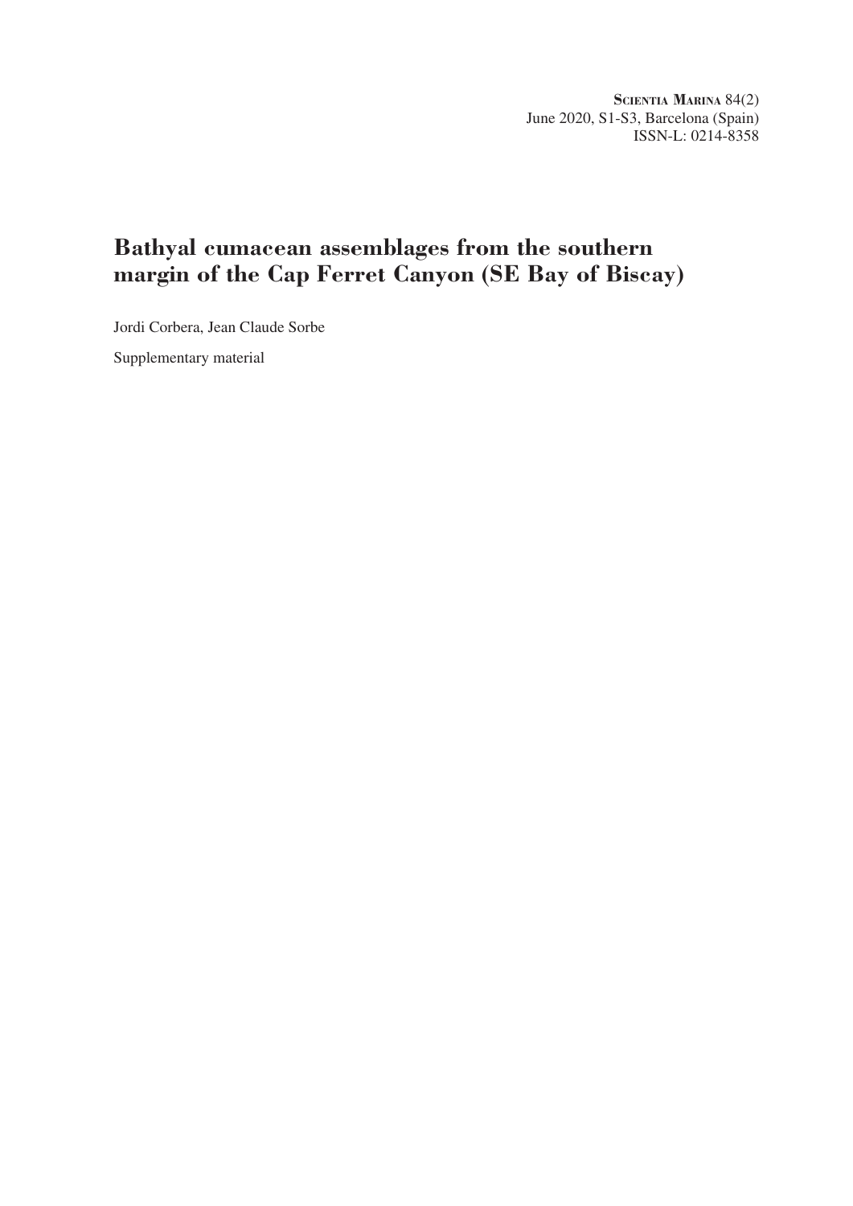# Bathyal cumacean assemblages from the southern margin of the Cap Ferret Canyon (SE Bay of Biscay)

Jordi Corbera, Jean Claude Sorbe

Supplementary material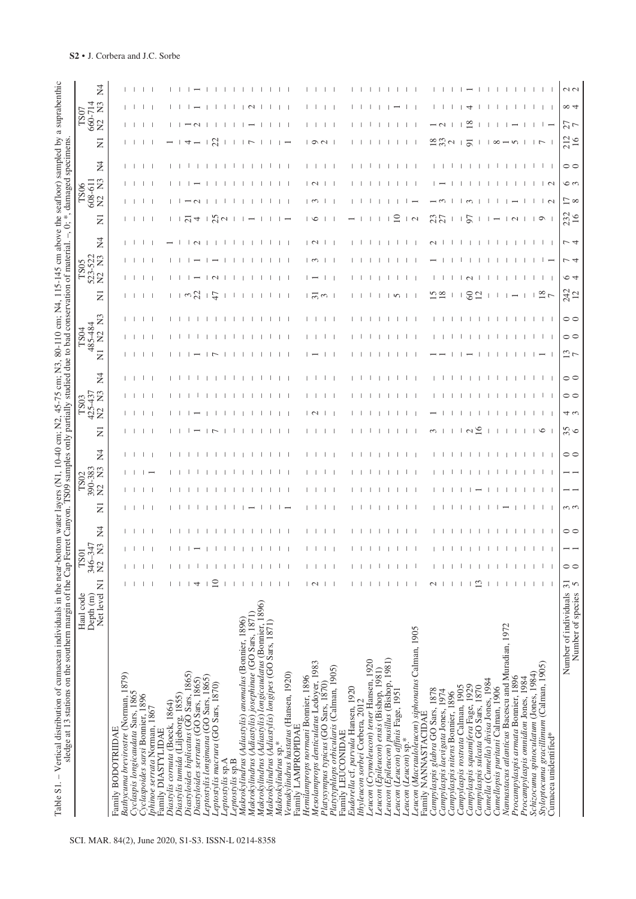Table S1. – Vertical distribution of cumacean individuals in the near-bottom water layers (N1, 10-40 cm; N2, 45-75 cm; N3, 80-110 cm; N4, 115-145 cm above the seafloor) sampled by a suprabenthic sledge at 13 stations on the southern margin of the Cap Ferret Canyon. TS09 samples only partially studied due to bad conservation of material. –, 0; *, damaged specimens.

| Haul code | TS01 | | | | TS02 | | | | TS03 | | | | TS04 | | | TS05 | | | | TS06 | | | | TS07 | | | |
|---|---|---|---|---|---|---|---|---|---|---|---|---|---|---|---|---|---|---|---|---|---|---|---|---|---|---|---|
| Depth (m) | 346-347 | | | | 390-383 | | | | 425-437 | | | | 485-484 | | | 523-522 | | | | 608-611 | | | | 660-714 | | | |
| Net level | N1 | N2 | N3 | N4 | N1 | N2 | N3 | N4 | N1 | N2 | N3 | N4 | N1 | N2 | N3 | N1 | N2 | N3 | N4 | N1 | N2 | N3 | N4 | N1 | N2 | N3 | N4 |
| Family BODOTRIIDAE | | | | | | | | | | | | | | | | | | | | | | | | | | | |
| *Bathycuma brevirostre* (Norman, 1879) | – | – | – | – | – | – | – | – | – | – | – | – | – | – | – | – | – | – | – | – | – | – | – | – | – | – | – |
| *Cyclaspis longicaudata* Sars, 1865 | – | – | – | – | – | – | – | – | – | – | – | – | – | – | – | – | – | – | – | – | – | – | – | – | – | – | – |
| *Cyclaspoides sarsi* Bonnier, 1896 | – | – | – | – | – | – | – | – | – | – | – | – | – | – | – | – | – | – | – | – | – | – | – | – | – | – | – |
| *Iphinoe serrata* Norman, 1867 | – | – | – | – | – | – | 1 | – | – | – | – | – | – | – | – | – | – | – | – | – | – | – | – | – | – | – | – |
| Family DIASTYLIDAE | | | | | | | | | | | | | | | | | | | | | | | | | | | |
| *Diastylis cornuta* (Boeck, 1864) | – | – | – | – | – | – | – | – | – | – | – | – | – | – | – | – | – | – | 1 | – | – | – | – | – | – | – | – |
| *Diastylis tumida* (Liljeborg, 1855) | – | – | – | – | – | – | – | – | – | – | – | – | – | – | – | – | – | – | – | – | – | – | – | 1 | – | – | – |
| *Diastyloides biplicatus* (GO Sars, 1865) | – | – | – | – | – | – | – | – | – | – | – | – | – | – | – | 3 | – | – | – | 21 | 1 | – | – | 4 | 1 | – | – |
| *Diastyloides serratus* (GO Sars, 1865) | 4 | – | 1 | – | – | – | – | – | 1 | 1 | – | – | 1 | – | – | 22 | 1 | 1 | 2 | 4 | 2 | 1 | – | 1 | 2 | 1 | 1 |
| *Leptostylis longimana* (GO Sars, 1865) | 10 | – | – | – | – | – | – | – | – | – | – | – | – | – | – | – | – | – | – | – | – | – | – | – | – | – | – |
| *Leptostylis macrura* (GO Sars, 1870) | – | – | – | – | – | – | – | – | 7 | – | – | – | 7 | – | – | 47 | 2 | 1 | – | 25 | – | – | – | 22 | – | – | – |
| *Leptostylis* sp.A | – | – | – | – | – | – | – | – | – | – | – | – | – | – | – | – | – | – | – | 2 | – | – | – | – | – | – | – |
| *Leptostylis* sp.B | – | – | – | – | – | – | – | – | – | – | – | – | – | – | – | – | – | – | – | – | – | – | – | – | – | – | – |
| *Makrokylindrus* (*Adiastylis*) *anomalus* (Bonnier, 1896) | – | – | – | – | – | – | – | – | – | – | – | – | – | – | – | – | – | – | – | – | – | – | – | – | – | – | – |
| *Makrokylindrus* (*Adiastylis*) *josephinae* (GO Sars, 1871) | – | – | – | – | 1 | – | – | – | – | – | – | – | – | – | – | – | – | – | – | – | – | – | – | – | – | – | – |
| *Makrokylindrus* (*Adiastylis*) *longicaudatus* (Bonnier, 1896) | – | – | – | – | – | – | – | – | – | – | – | – | – | – | – | – | – | – | – | 1 | – | – | – | 7 | 1 | 2 | – |
| *Makrokylindrus* (*Adiastylis*) *longipes* (GO Sars, 1871) | – | – | – | – | – | – | – | – | – | – | – | – | – | – | – | – | – | – | – | – | – | – | – | – | – | – | – |
| *Makrokylindrus* sp.* | – | – | – | – | – | – | – | – | – | – | – | – | – | – | – | – | – | – | – | – | – | – | – | – | – | – | – |
| *Vemakylindrus hastatus* (Hansen, 1920) | – | – | – | – | 1 | – | – | – | – | – | – | – | – | – | – | – | – | – | – | 1 | – | – | – | 1 | – | – | – |
| Family LAMPROPIDAE | | | | | | | | | | | | | | | | | | | | | | | | | | | |
| *Hemilamprops normani* Bonnier, 1896 | 2 | – | – | – | – | – | – | – | – | 2 | – | – | – | – | – | – | – | – | – | – | – | – | – | – | – | – | – |
| *Mesolamprops denticulatus* Ledoyer, 1983 | – | – | – | – | – | – | – | – | – | – | – | – | 1 | – | – | 31 | 1 | 3 | 2 | 6 | 3 | 2 | – | 9 | – | – | – |
| *Platysympus typicus* (GO Sars, 1870) | – | – | – | – | – | – | – | – | – | – | – | – | – | – | – | 3 | – | – | – | – | – | – | – | 2 | – | – | – |
| *Platytyphlops orbicularis* (Calman, 1905) | – | – | – | – | – | – | – | – | – | – | – | – | – | – | – | – | – | – | – | – | – | – | – | – | – | – | – |
| Family LEUCONIDAE | | | | | | | | | | | | | | | | | | | | | | | | | | | |
| *Eudorella* cf. *parvula* Hansen, 1920 | – | – | – | – | – | – | – | – | – | – | – | – | – | – | – | – | – | – | – | 1 | – | – | – | – | – | – | – |
| *Ithyleucon sorbei* Corbera, 2012 | – | – | – | – | – | – | – | – | – | – | – | – | – | – | – | – | – | – | – | – | – | – | – | – | – | – | – |
| *Leucon* (*Crymoleucon*) *tener* Hansen, 1920 | – | – | – | – | – | – | – | – | – | – | – | – | – | – | – | – | – | – | – | – | – | – | – | – | – | – | – |
| *Leucon* (*Epileucon*) *ensis* (Bishop, 1981) | – | – | – | – | – | – | – | – | – | – | – | – | – | – | – | – | – | – | – | – | – | – | – | – | – | – | – |
| *Leucon* (*Epileucon*) *pusillus* (Bishop, 1981) | – | – | – | – | – | – | – | – | – | – | – | – | – | – | – | 5 | – | – | – | 10 | – | – | – | – | – | – | – |
| *Leucon* (*Leucon*) *affinis* Fage, 1951 | – | – | – | – | – | – | – | – | – | – | – | – | – | – | – | – | – | – | – | – | – | – | – | – | – | 1 | – |
| *Leucon* (*Leucon*) sp.* | – | – | – | – | – | – | – | – | – | – | – | – | – | – | – | – | – | – | – | – | – | – | – | – | – | – | – |
| *Leucon* (*Macrauloleucon*) *siphonatus* Calman, 1905 | – | – | – | – | – | – | – | – | – | – | – | – | – | – | – | – | – | – | – | 2 | 1 | – | – | – | – | – | – |
| Family NANNASTACIDAE | | | | | | | | | | | | | | | | | | | | | | | | | | | |
| *Campylaspis glabra* GO Sars, 1878 | 2 | – | – | – | – | – | – | – | 3 | 1 | – | – | 1 | – | – | 15 | – | 1 | 2 | 23 | 1 | – | – | 18 | 1 | – | – |
| *Campylaspis laevigata* Jones, 1974 | – | – | – | – | – | – | – | – | – | – | – | – | 1 | – | – | 18 | – | – | – | 27 | 3 | 1 | – | 33 | 2 | – | – |
| *Campylaspis nitens* Bonnier, 1896 | – | – | – | – | – | – | – | – | – | – | – | – | – | – | – | – | – | – | – | – | – | – | – | 2 | – | – | – |
| *Campylaspis rostrata* Calman, 1905 | – | – | – | – | – | – | – | – | – | – | – | – | – | – | – | – | – | – | – | – | – | – | – | – | – | – | – |
| *Campylaspis squamifera* Fage, 1929 | – | – | – | – | – | 1 | – | – | 2 | – | – | – | 1 | – | – | 60 | 2 | – | – | 97 | 3 | – | – | 91 | 18 | 4 | 1 |
| *Campylaspis sulcata* GO Sars, 1870 | 13 | – | – | – | – | – | – | – | 16 | – | – | – | – | – | – | 12 | – | – | – | – | – | – | – | – | – | – | – |
| *Cumella* (*Cumella*) *divisa* Jones, 1984 | – | – | – | – | – | – | – | – | – | – | – | – | – | – | – | – | – | – | – | 1 | – | – | – | – | – | – | – |
| *Cumellopsis puritani* Calman, 1906 | – | – | – | – | – | – | – | – | – | – | – | – | – | – | – | – | – | – | – | – | – | – | – | – | – | – | – |
| *Nannastacus atlanticus* Bacescu and Muradian, 1972 | – | – | – | – | 1 | – | – | – | – | – | – | – | – | – | – | – | – | – | – | – | – | – | – | 8 | – | – | – |
| *Procampylaspis armata* Bonnier, 1896 | – | – | – | – | – | – | – | – | – | – | – | – | – | – | – | – | – | – | – | – | – | – | – | 1 | – | – | – |
| *Procampylaspis omnidion* Jones, 1984 | – | – | – | – | – | – | – | – | – | – | – | – | – | – | – | 1 | – | – | – | 2 | 1 | – | – | 5 | 1 | – | – |
| *Schizocuma spinoculatum* (Jones, 1984) | – | – | – | – | – | – | – | – | – | – | – | – | – | – | – | – | – | – | – | – | – | – | – | – | – | – | – |
| *Styloptocuma gracillimum* (Calman, 1905) | – | – | – | – | – | – | – | – | 6 | – | – | – | 1 | – | – | 18 | – | – | – | 9 | – | – | – | – | – | – | – |
| Cumacea unidentified* | – | – | – | – | – | – | – | – | – | – | – | – | – | – | – | 7 | – | 1 | – | – | 2 | 2 | – | 7 | 1 | – | – |
| Number of individuals | 31 | 0 | 1 | 0 | 3 | 1 | 1 | 0 | 35 | 4 | 0 | 0 | 13 | 0 | 0 | 242 | 6 | 7 | 7 | 232 | 17 | 6 | 0 | 212 | 27 | 8 | 2 |
| Number of species | 5 | 0 | 1 | 0 | 3 | 1 | 1 | 0 | 6 | 3 | 0 | 0 | 7 | 0 | 0 | 12 | 4 | 4 | 4 | 16 | 8 | 3 | 0 | 16 | 7 | 4 | 2 |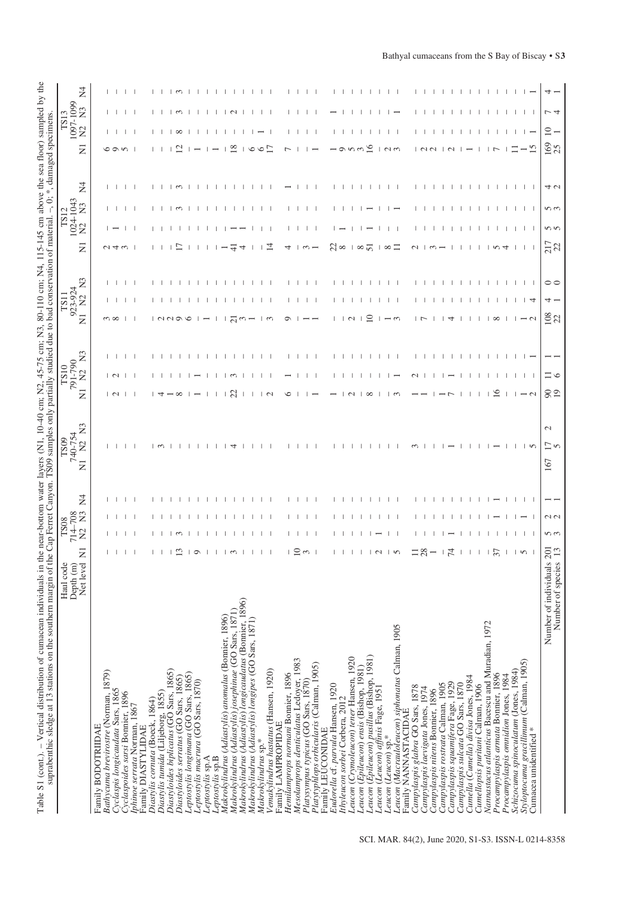Table S1 (cont.). – Vertical distribution of cumacean individuals in the near-bottom water layers (N1, 10-40 cm; N2, 45-75 cm; N3, 80-110 cm; N4, 115-145 cm above the sea floor) sampled by the suprabenthic sledge at 13 stations on the southern margin of the Cap Ferret Canyon. TS09 samples only partially studied due to bad conservation of material. –, 0; *, damaged specimens.

| Haul code | TS08 | | | | TS09 | | | TS10 | | | TS11 | | | TS12 | | | | TS13 | | | |
|---|---|---|---|---|---|---|---|---|---|---|---|---|---|---|---|---|---|---|---|---|---|
| Depth (m) | 714–708 | | | | 740-754 | | | 791-790 | | | 923-924 | | | 1024-1043 | | | | 1097-1099 | | | |
| Net level | N1 | N2 | N3 | N4 | N1 | N2 | N3 | N1 | N2 | N3 | N1 | N2 | N3 | N1 | N2 | N3 | N4 | N1 | N2 | N3 | N4 |
| Family BODOTRIIDAE | | | | | | | | | | | | | | | | | | | | | |
| *Bathycuma brevirostre* (Norman, 1879) | – | – | – | – | | – | – | – | – | – | 3 | – | – | 2 | – | – | – | 6 | – | – | – |
| *Cyclaspis longicaudata* Sars, 1865 | – | – | – | – | | – | – | 2 | 2 | – | 8 | – | – | 4 | 1 | – | – | 9 | – | – | – |
| *Cyclaspoides sarsi* Bonnier, 1896 | – | – | – | – | | – | – | – | – | – | – | – | – | 3 | – | – | – | 5 | – | – | – |
| *Iphinoe serrata* Norman, 1867 | – | – | – | – | | – | – | – | – | – | – | – | – | – | – | – | – | – | – | – | – |
| Family DIASTYLIDAE | | | | | | | | | | | | | | | | | | | | | |
| *Diastylis cornuta* (Boeck, 1864) | – | – | – | – | | – | – | 4 | – | – | 2 | – | – | – | – | – | – | – | – | – | – |
| *Diastylis tumida* (Liljeborg, 1855) | – | – | – | – | | 3 | – | 1 | – | – | 2 | – | – | – | – | – | – | – | – | – | – |
| *Diastyloides biplicatus* (GO Sars, 1865) | 13 | 3 | – | – | | – | – | – | – | – | 9 | – | – | 17 | – | – | – | – | – | – | – |
| *Diastyloides serratus* (GO Sars, 1865) | – | – | – | – | | – | – | 8 | – | – | 6 | – | – | – | – | 3 | 3 | 12 | 8 | 3 | 3 |
| *Leptostylis longimana* (GO Sars, 1865) | – | – | – | – | | – | – | – | – | – | – | – | – | – | – | – | – | – | – | – | – |
| *Leptostylis macrura* (GO Sars, 1870) | 9 | – | – | – | | – | – | 1 | 1 | – | 1 | – | – | – | – | – | – | 1 | – | – | – |
| *Leptostylis* sp.A | – | – | – | – | | – | – | – | – | – | – | – | – | – | – | – | – | – | – | – | – |
| *Leptostylis* sp.B | – | – | – | – | | – | – | – | – | – | – | – | – | – | – | – | – | 1 | – | – | – |
| *Makrokylindrus (Adiastylis) anomalus* (Bonnier, 1896) | – | – | – | – | | – | – | – | – | – | – | – | – | 1 | – | – | – | – | – | – | – |
| *Makrokylindrus (Adiastylis) josephinae* (GO Sars, 1871) | 3 | – | – | – | | 4 | – | 22 | 3 | – | 21 | – | – | 41 | 1 | – | – | 18 | – | 2 | – |
| *Makrokylindrus (Adiastylis) longicaudatus* (Bonnier, 1896) | – | – | – | – | | – | – | – | – | – | 3 | – | – | 4 | 1 | – | – | – | – | – | – |
| *Makrokylindrus (Adiastylis) longipes* (GO Sars, 1871) | – | – | – | – | | – | – | – | – | – | 1 | – | – | – | – | – | – | 6 | – | – | – |
| *Makrokylindrus* sp.* | – | – | – | – | | – | – | – | – | – | – | – | – | – | – | – | – | 6 | 1 | – | – |
| *Vemakylindrus hastatus* (Hansen, 1920) | – | – | – | – | | – | – | 2 | – | – | 3 | – | – | 14 | – | – | – | 17 | – | – | – |
| Family LAMPROPIDAE | | | | | | | | | | | | | | | | | | | | | |
| *Hemilamprops normani* Bonnier, 1896 | – | – | – | – | | – | – | 6 | 1 | – | 9 | – | – | 4 | – | – | 1 | 7 | – | – | – |
| *Mesolamprops denticulatus* Ledoyer, 1983 | 10 | – | – | – | | – | – | – | – | – | – | – | – | – | – | – | – | – | – | – | – |
| *Platysympus typicus* (GO Sars, 1870) | 3 | – | – | – | | – | – | – | – | – | 1 | – | – | 3 | – | – | – | – | – | – | – |
| *Platytyphlops orbicularis* (Calman, 1905) | – | – | – | – | | – | – | 1 | – | – | 1 | – | – | 1 | – | – | – | 1 | – | – | – |
| Family LEUCONIDAE | | | | | | | | | | | | | | | | | | | | | |
| *Eudorella* cf. *parvula* Hansen, 1920 | – | – | – | – | | – | – | 1 | – | – | – | – | – | 22 | 1 | – | – | 1 | – | 1 | – |
| *Ithyleucon sorbei* Corbera, 2012 | – | – | – | – | | – | – | – | – | – | – | – | – | 8 | – | – | – | 9 | – | – | – |
| *Leucon (Crymoleucon) tener* Hansen, 1920 | – | – | – | – | | – | – | 2 | – | – | 2 | – | – | – | – | – | – | 5 | – | – | – |
| *Leucon (Epileucon) ensis* (Bishop, 1981) | – | – | – | – | | – | – | – | – | – | – | – | – | 8 | – | – | – | 3 | – | – | – |
| *Leucon (Epileucon) pusillus* (Bishop, 1981) | – | – | – | – | | – | – | 8 | – | – | 10 | – | – | 51 | 1 | 1 | – | 16 | – | – | – |
| *Leucon (Leucon) affinis* Fage, 1951 | 2 | 1 | – | – | | – | – | – | – | – | – | – | – | – | – | – | – | – | – | – | – |
| *Leucon (Leucon)* sp.* | – | – | – | – | | – | – | – | – | – | 1 | – | – | 8 | – | – | – | 2 | – | – | – |
| *Leucon (Macrauloleucon) siphonatus* Calman, 1905 | 5 | – | – | – | | – | – | 3 | 1 | – | 3 | – | – | 11 | – | 1 | – | 3 | – | 1 | – |
| Family NANNASTACIDAE | | | | | | | | | | | | | | | | | | | | | |
| *Campylaspis glabra* GO Sars, 1878 | 11 | – | – | – | | 3 | – | 1 | 2 | – | 7 | – | – | 2 | – | – | – | – | – | – | – |
| *Campylaspis laevigata* Jones, 1974 | 28 | – | – | – | | – | – | 1 | – | – | – | – | – | – | – | – | – | 2 | – | – | – |
| *Campylaspis nitens* Bonnier, 1896 | 1 | – | – | – | | – | – | – | – | – | – | – | – | – | – | – | – | 2 | – | – | – |
| *Campylaspis rostrata* Calman, 1905 | – | – | – | – | | – | – | 1 | – | – | – | – | – | 3 | – | – | – | – | – | – | – |
| *Campylaspis squamifera* Fage, 1929 | 74 | 1 | – | – | | 1 | – | 7 | 1 | – | 4 | – | – | 1 | – | – | – | 2 | – | – | – |
| *Campylaspis sulcata* GO Sars, 1870 | – | – | – | – | | – | – | – | – | – | – | – | – | – | – | – | – | – | – | – | – |
| *Cumella (Cumella) divisa* Jones, 1984 | – | – | – | – | | – | – | – | – | – | – | – | – | – | – | – | – | 1 | – | – | – |
| *Cumellopsis puritani* Calman, 1906 | – | – | – | – | | – | – | – | – | – | – | – | – | – | – | – | – | – | – | – | – |
| *Nannastacus atlanticus* Bacescu and Muradian, 1972 | 37 | – | 1 | 1 | | 1 | – | 16 | – | – | 8 | – | – | 5 | – | – | – | 7 | – | – | – |
| *Procampylaspis armata* Bonnier, 1896 | – | – | – | – | | 1 | – | – | – | – | – | – | – | 4 | – | – | – | – | – | – | – |
| *Procampylaspis omnidion* Jones, 1984 | – | – | – | – | | – | – | – | – | – | – | – | – | – | – | – | – | 11 | – | – | – |
| *Schizocuma spinoculatum* (Jones, 1984) | 5 | – | 1 | – | | – | – | 1 | – | – | 1 | – | – | – | – | – | – | 1 | – | – | – |
| *Styloptocuma gracillimum* (Calman, 1905) | – | – | – | – | | 5 | – | 2 | – | – | 2 | – | – | – | – | – | – | 15 | 1 | – | – |
| Cumacea unidentified * | – | – | – | – | | – | – | – | – | 1 | – | 4 | – | – | – | – | – | – | – | – | 1 |
| Number of individuals | 201 | 5 | 2 | 1 | 167 | 17 | 2 | 90 | 11 | 1 | 108 | 4 | 0 | 217 | 5 | 5 | 4 | 169 | 10 | 7 | 4 |
| Number of species | 13 | 3 | 2 | 1 | | 5 | | 19 | 6 | 1 | 22 | 1 | 0 | 22 | 5 | 3 | 2 | 25 | 1 | 4 | 1 |